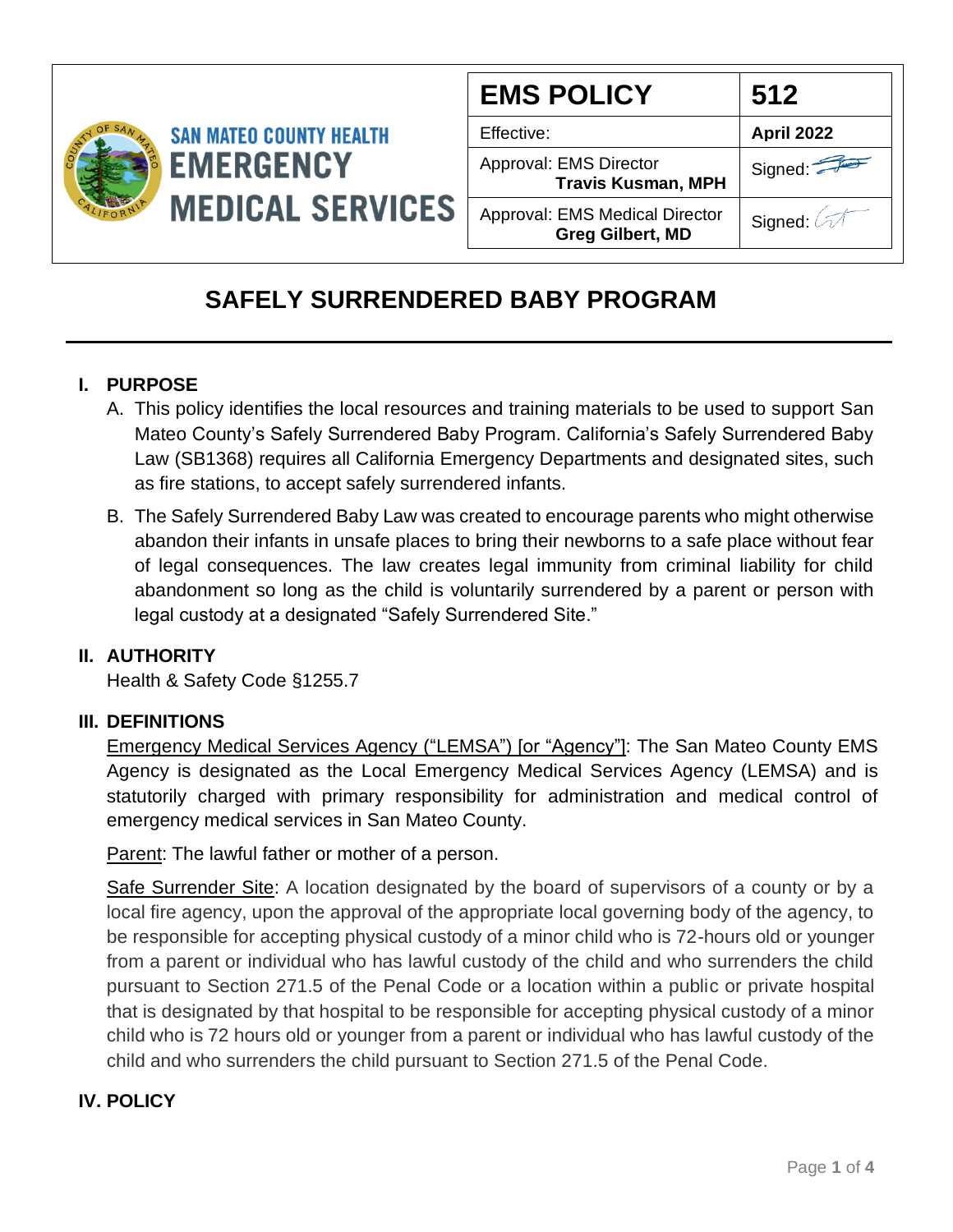SAN MATEO COUNTY HEALTH
EMERGENCY MEDICAL SERVICES

| EMS POLICY | 512 |
| --- | --- |
| Effective: | **April 2022** |
| Approval: EMS Director **Travis Kusman, MPH** | Signed: |
| Approval: EMS Medical Director **Greg Gilbert, MD** | Signed: |

# SAFELY SURRENDERED BABY PROGRAM

## I. PURPOSE

A. This policy identifies the local resources and training materials to be used to support San Mateo County's Safely Surrendered Baby Program. California's Safely Surrendered Baby Law (SB1368) requires all California Emergency Departments and designated sites, such as fire stations, to accept safely surrendered infants.

B. The Safely Surrendered Baby Law was created to encourage parents who might otherwise abandon their infants in unsafe places to bring their newborns to a safe place without fear of legal consequences. The law creates legal immunity from criminal liability for child abandonment so long as the child is voluntarily surrendered by a parent or person with legal custody at a designated "Safely Surrendered Site."

## II. AUTHORITY

Health & Safety Code §1255.7

## III. DEFINITIONS

Emergency Medical Services Agency ("LEMSA") [or "Agency"]: The San Mateo County EMS Agency is designated as the Local Emergency Medical Services Agency (LEMSA) and is statutorily charged with primary responsibility for administration and medical control of emergency medical services in San Mateo County.

Parent: The lawful father or mother of a person.

Safe Surrender Site: A location designated by the board of supervisors of a county or by a local fire agency, upon the approval of the appropriate local governing body of the agency, to be responsible for accepting physical custody of a minor child who is 72-hours old or younger from a parent or individual who has lawful custody of the child and who surrenders the child pursuant to Section 271.5 of the Penal Code or a location within a public or private hospital that is designated by that hospital to be responsible for accepting physical custody of a minor child who is 72 hours old or younger from a parent or individual who has lawful custody of the child and who surrenders the child pursuant to Section 271.5 of the Penal Code.

## IV. POLICY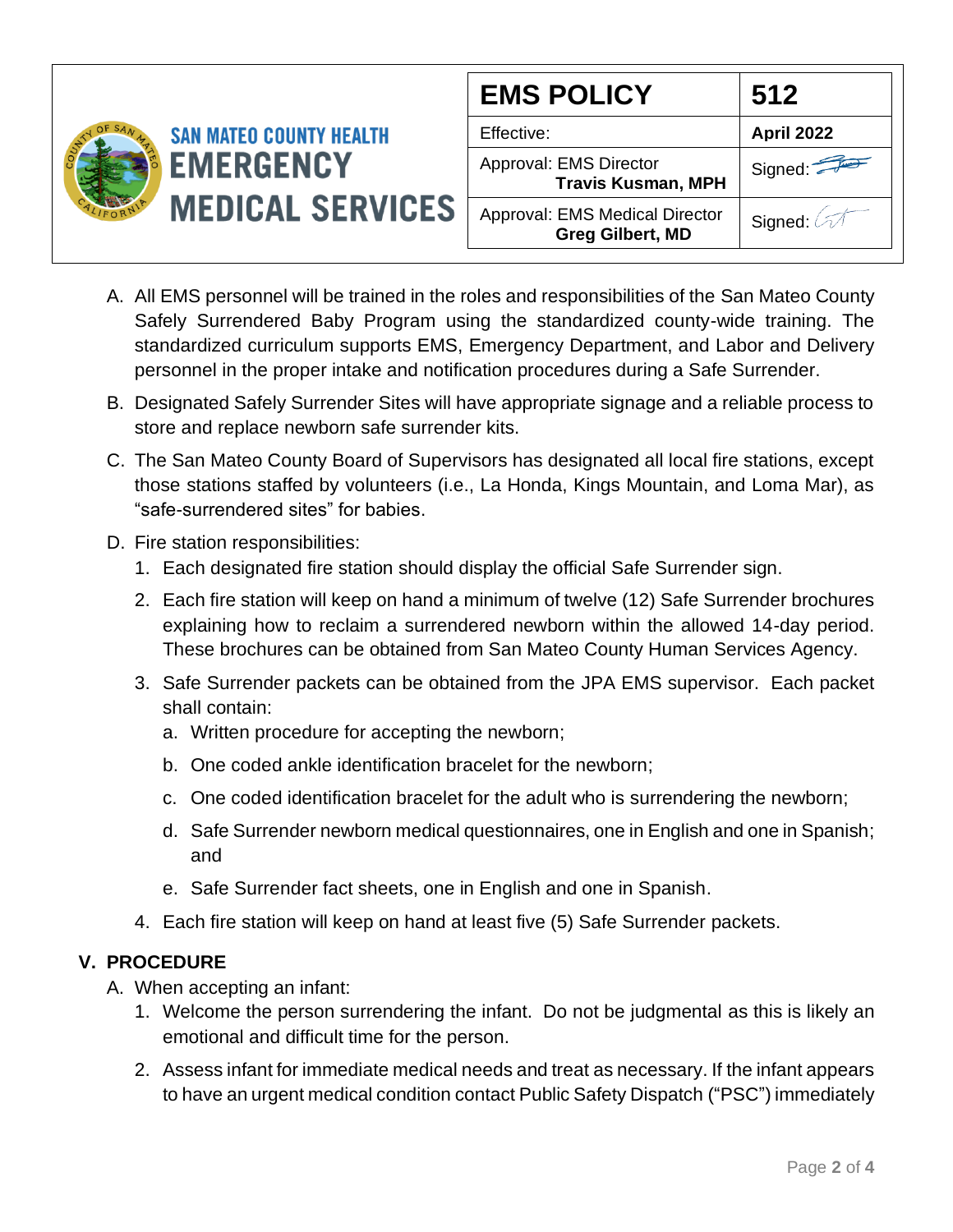A. All EMS personnel will be trained in the roles and responsibilities of the San Mateo County Safely Surrendered Baby Program using the standardized county-wide training. The standardized curriculum supports EMS, Emergency Department, and Labor and Delivery personnel in the proper intake and notification procedures during a Safe Surrender.

B. Designated Safely Surrender Sites will have appropriate signage and a reliable process to store and replace newborn safe surrender kits.

C. The San Mateo County Board of Supervisors has designated all local fire stations, except those stations staffed by volunteers (i.e., La Honda, Kings Mountain, and Loma Mar), as "safe-surrendered sites" for babies.

D. Fire station responsibilities:
   1. Each designated fire station should display the official Safe Surrender sign.
   2. Each fire station will keep on hand a minimum of twelve (12) Safe Surrender brochures explaining how to reclaim a surrendered newborn within the allowed 14-day period. These brochures can be obtained from San Mateo County Human Services Agency.
   3. Safe Surrender packets can be obtained from the JPA EMS supervisor. Each packet shall contain:
      a. Written procedure for accepting the newborn;
      b. One coded ankle identification bracelet for the newborn;
      c. One coded identification bracelet for the adult who is surrendering the newborn;
      d. Safe Surrender newborn medical questionnaires, one in English and one in Spanish; and
      e. Safe Surrender fact sheets, one in English and one in Spanish.
   4. Each fire station will keep on hand at least five (5) Safe Surrender packets.

## V. PROCEDURE

A. When accepting an infant:
   1. Welcome the person surrendering the infant. Do not be judgmental as this is likely an emotional and difficult time for the person.
   2. Assess infant for immediate medical needs and treat as necessary. If the infant appears to have an urgent medical condition contact Public Safety Dispatch ("PSC") immediately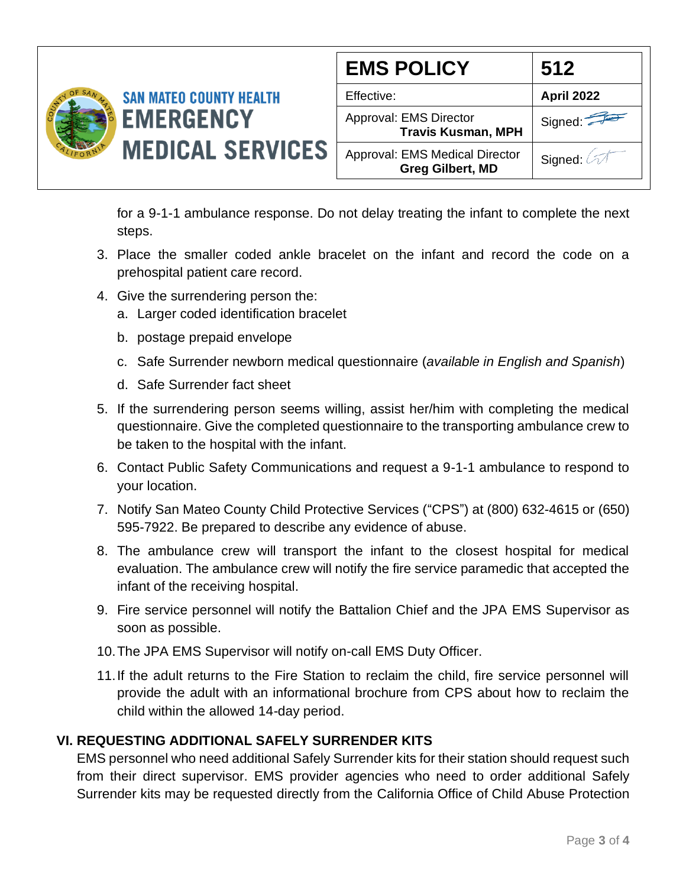for a 9-1-1 ambulance response. Do not delay treating the infant to complete the next steps.

3. Place the smaller coded ankle bracelet on the infant and record the code on a prehospital patient care record.
4. Give the surrendering person the:
   a. Larger coded identification bracelet
   b. postage prepaid envelope
   c. Safe Surrender newborn medical questionnaire (*available in English and Spanish*)
   d. Safe Surrender fact sheet
5. If the surrendering person seems willing, assist her/him with completing the medical questionnaire. Give the completed questionnaire to the transporting ambulance crew to be taken to the hospital with the infant.
6. Contact Public Safety Communications and request a 9-1-1 ambulance to respond to your location.
7. Notify San Mateo County Child Protective Services ("CPS") at (800) 632-4615 or (650) 595-7922. Be prepared to describe any evidence of abuse.
8. The ambulance crew will transport the infant to the closest hospital for medical evaluation. The ambulance crew will notify the fire service paramedic that accepted the infant of the receiving hospital.
9. Fire service personnel will notify the Battalion Chief and the JPA EMS Supervisor as soon as possible.
10. The JPA EMS Supervisor will notify on-call EMS Duty Officer.
11. If the adult returns to the Fire Station to reclaim the child, fire service personnel will provide the adult with an informational brochure from CPS about how to reclaim the child within the allowed 14-day period.

## VI. REQUESTING ADDITIONAL SAFELY SURRENDER KITS

EMS personnel who need additional Safely Surrender kits for their station should request such from their direct supervisor. EMS provider agencies who need to order additional Safely Surrender kits may be requested directly from the California Office of Child Abuse Protection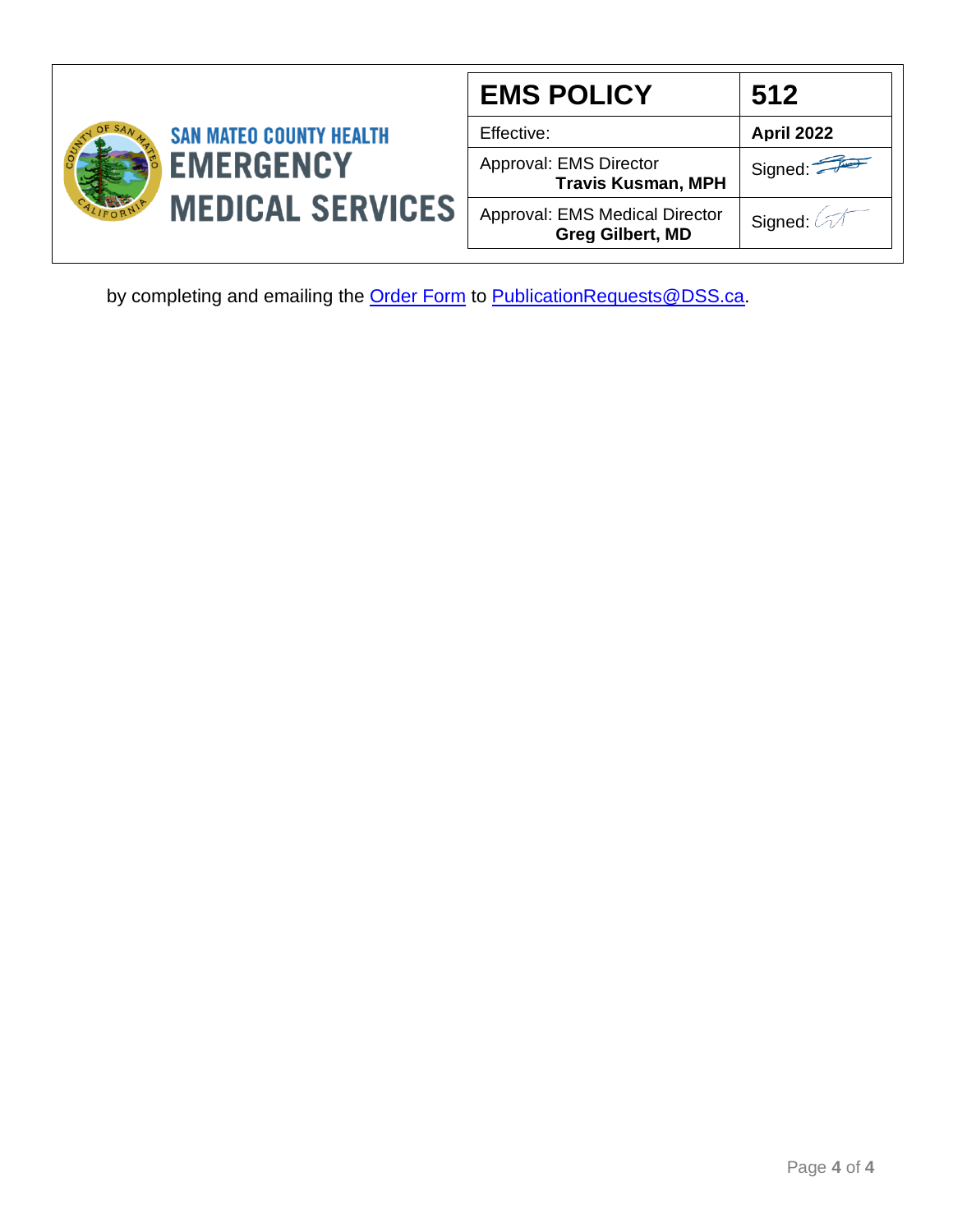by completing and emailing the Order Form to PublicationRequests@DSS.ca.